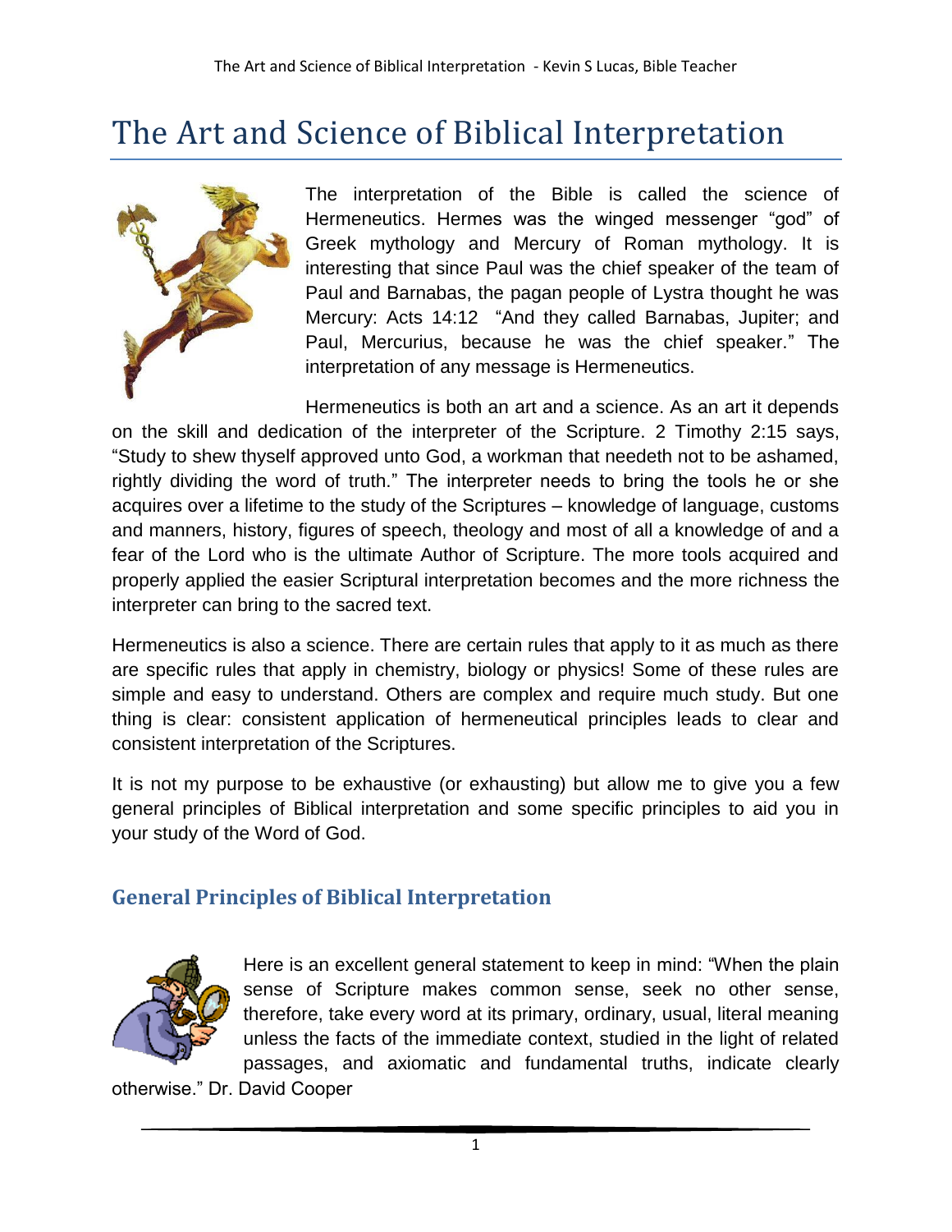# The Art and Science of Biblical Interpretation

The interpretation of the Bible is called the science of Hermeneutics. Hermes was the winged messenger "god" of Greek mythology and Mercury of Roman mythology. It is interesting that since Paul was the chief speaker of the team of Paul and Barnabas, the pagan people of Lystra thought he was Mercury: Acts 14:12 "And they called Barnabas, Jupiter; and Paul, Mercurius, because he was the chief speaker." The interpretation of any message is Hermeneutics.

Hermeneutics is both an art and a science. As an art it depends on the skill and dedication of the interpreter of the Scripture. 2 Timothy 2:15 says, "Study to shew thyself approved unto God, a workman that needeth not to be ashamed, rightly dividing the word of truth." The interpreter needs to bring the tools he or she acquires over a lifetime to the study of the Scriptures – knowledge of language, customs and manners, history, figures of speech, theology and most of all a knowledge of and a fear of the Lord who is the ultimate Author of Scripture. The more tools acquired and properly applied the easier Scriptural interpretation becomes and the more richness the interpreter can bring to the sacred text.

Hermeneutics is also a science. There are certain rules that apply to it as much as there are specific rules that apply in chemistry, biology or physics! Some of these rules are simple and easy to understand. Others are complex and require much study. But one thing is clear: consistent application of hermeneutical principles leads to clear and consistent interpretation of the Scriptures.

It is not my purpose to be exhaustive (or exhausting) but allow me to give you a few general principles of Biblical interpretation and some specific principles to aid you in your study of the Word of God.

## General Principles of Biblical Interpretation

Here is an excellent general statement to keep in mind: "When the plain sense of Scripture makes common sense, seek no other sense, therefore, take every word at its primary, ordinary, usual, literal meaning unless the facts of the immediate context, studied in the light of related passages, and axiomatic and fundamental truths, indicate clearly otherwise." Dr. David Cooper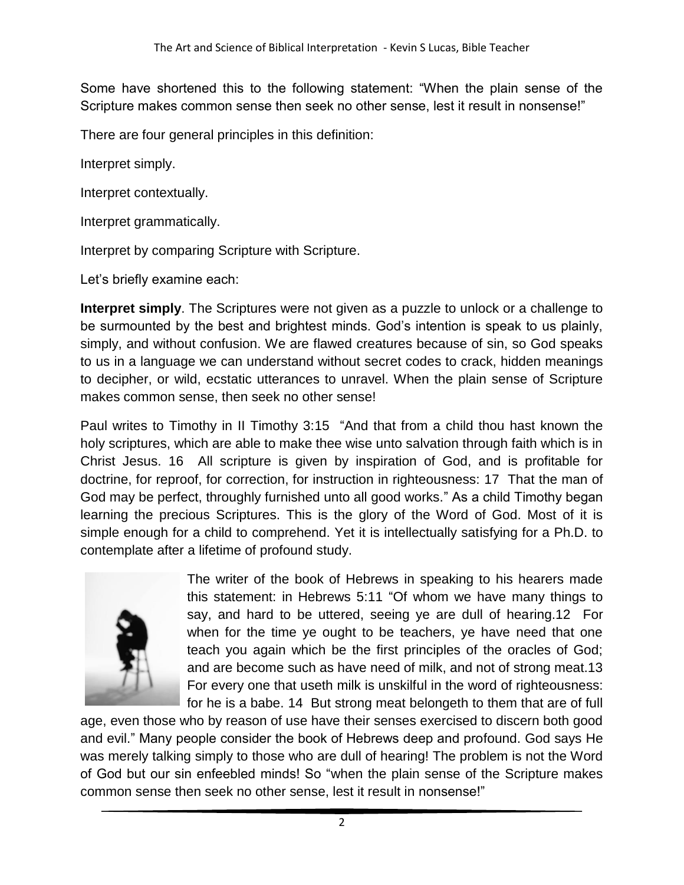Some have shortened this to the following statement: “When the plain sense of the Scripture makes common sense then seek no other sense, lest it result in nonsense!”

There are four general principles in this definition:

Interpret simply.

Interpret contextually.

Interpret grammatically.

Interpret by comparing Scripture with Scripture.

Let’s briefly examine each:

**Interpret simply**. The Scriptures were not given as a puzzle to unlock or a challenge to be surmounted by the best and brightest minds. God’s intention is speak to us plainly, simply, and without confusion. We are flawed creatures because of sin, so God speaks to us in a language we can understand without secret codes to crack, hidden meanings to decipher, or wild, ecstatic utterances to unravel. When the plain sense of Scripture makes common sense, then seek no other sense!

Paul writes to Timothy in II Timothy 3:15 “And that from a child thou hast known the holy scriptures, which are able to make thee wise unto salvation through faith which is in Christ Jesus. 16 All scripture is given by inspiration of God, and is profitable for doctrine, for reproof, for correction, for instruction in righteousness: 17 That the man of God may be perfect, throughly furnished unto all good works.” As a child Timothy began learning the precious Scriptures. This is the glory of the Word of God. Most of it is simple enough for a child to comprehend. Yet it is intellectually satisfying for a Ph.D. to contemplate after a lifetime of profound study.

The writer of the book of Hebrews in speaking to his hearers made this statement: in Hebrews 5:11 “Of whom we have many things to say, and hard to be uttered, seeing ye are dull of hearing.12 For when for the time ye ought to be teachers, ye have need that one teach you again which be the first principles of the oracles of God; and are become such as have need of milk, and not of strong meat.13 For every one that useth milk is unskilful in the word of righteousness: for he is a babe. 14 But strong meat belongeth to them that are of full age, even those who by reason of use have their senses exercised to discern both good and evil.” Many people consider the book of Hebrews deep and profound. God says He was merely talking simply to those who are dull of hearing! The problem is not the Word of God but our sin enfeebled minds! So “when the plain sense of the Scripture makes common sense then seek no other sense, lest it result in nonsense!”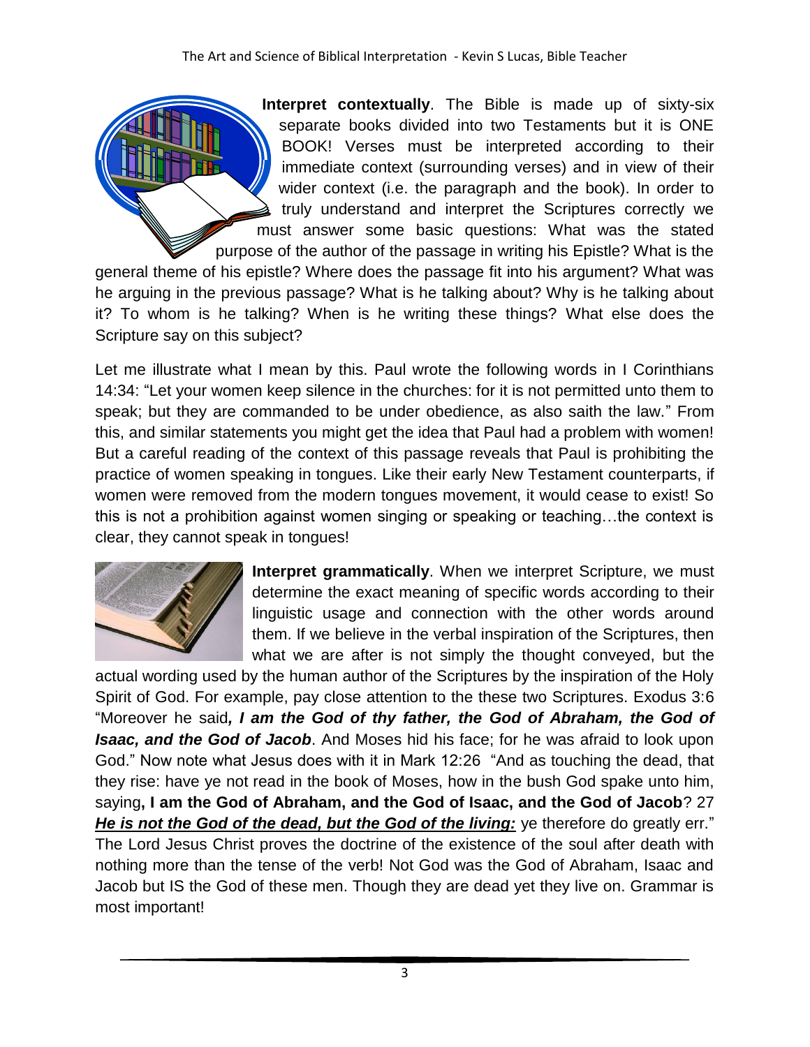**Interpret contextually**. The Bible is made up of sixty-six separate books divided into two Testaments but it is ONE BOOK! Verses must be interpreted according to their immediate context (surrounding verses) and in view of their wider context (i.e. the paragraph and the book). In order to truly understand and interpret the Scriptures correctly we must answer some basic questions: What was the stated purpose of the author of the passage in writing his Epistle? What is the general theme of his epistle? Where does the passage fit into his argument? What was he arguing in the previous passage? What is he talking about? Why is he talking about it? To whom is he talking? When is he writing these things? What else does the Scripture say on this subject?

Let me illustrate what I mean by this. Paul wrote the following words in I Corinthians 14:34: "Let your women keep silence in the churches: for it is not permitted unto them to speak; but they are commanded to be under obedience, as also saith the law." From this, and similar statements you might get the idea that Paul had a problem with women! But a careful reading of the context of this passage reveals that Paul is prohibiting the practice of women speaking in tongues. Like their early New Testament counterparts, if women were removed from the modern tongues movement, it would cease to exist! So this is not a prohibition against women singing or speaking or teaching…the context is clear, they cannot speak in tongues!

**Interpret grammatically**. When we interpret Scripture, we must determine the exact meaning of specific words according to their linguistic usage and connection with the other words around them. If we believe in the verbal inspiration of the Scriptures, then what we are after is not simply the thought conveyed, but the actual wording used by the human author of the Scriptures by the inspiration of the Holy Spirit of God. For example, pay close attention to the these two Scriptures. Exodus 3:6 "Moreover he said***, I am the God of thy father, the God of Abraham, the God of Isaac, and the God of Jacob***. And Moses hid his face; for he was afraid to look upon God." Now note what Jesus does with it in Mark 12:26 "And as touching the dead, that they rise: have ye not read in the book of Moses, how in the bush God spake unto him, saying**, I am the God of Abraham, and the God of Isaac, and the God of Jacob**? 27 ***<u>He is not the God of the dead, but the God of the living:</u>*** ye therefore do greatly err." The Lord Jesus Christ proves the doctrine of the existence of the soul after death with nothing more than the tense of the verb! Not God was the God of Abraham, Isaac and Jacob but IS the God of these men. Though they are dead yet they live on. Grammar is most important!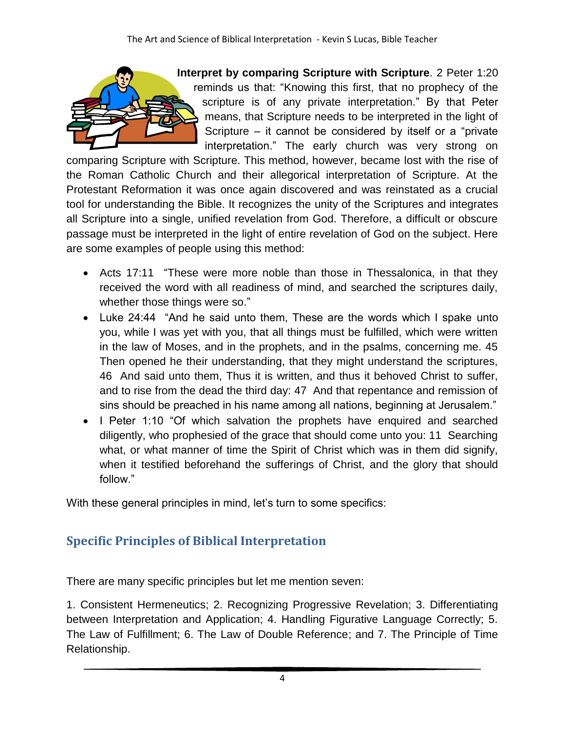**Interpret by comparing Scripture with Scripture**. 2 Peter 1:20 reminds us that: "Knowing this first, that no prophecy of the scripture is of any private interpretation." By that Peter means, that Scripture needs to be interpreted in the light of Scripture – it cannot be considered by itself or a "private interpretation." The early church was very strong on comparing Scripture with Scripture. This method, however, became lost with the rise of the Roman Catholic Church and their allegorical interpretation of Scripture. At the Protestant Reformation it was once again discovered and was reinstated as a crucial tool for understanding the Bible. It recognizes the unity of the Scriptures and integrates all Scripture into a single, unified revelation from God. Therefore, a difficult or obscure passage must be interpreted in the light of entire revelation of God on the subject. Here are some examples of people using this method:

- Acts 17:11 "These were more noble than those in Thessalonica, in that they received the word with all readiness of mind, and searched the scriptures daily, whether those things were so."
- Luke 24:44 "And he said unto them, These are the words which I spake unto you, while I was yet with you, that all things must be fulfilled, which were written in the law of Moses, and in the prophets, and in the psalms, concerning me. 45 Then opened he their understanding, that they might understand the scriptures, 46 And said unto them, Thus it is written, and thus it behoved Christ to suffer, and to rise from the dead the third day: 47 And that repentance and remission of sins should be preached in his name among all nations, beginning at Jerusalem."
- I Peter 1:10 "Of which salvation the prophets have enquired and searched diligently, who prophesied of the grace that should come unto you: 11 Searching what, or what manner of time the Spirit of Christ which was in them did signify, when it testified beforehand the sufferings of Christ, and the glory that should follow."

With these general principles in mind, let's turn to some specifics:

## Specific Principles of Biblical Interpretation

There are many specific principles but let me mention seven:

1. Consistent Hermeneutics; 2. Recognizing Progressive Revelation; 3. Differentiating between Interpretation and Application; 4. Handling Figurative Language Correctly; 5. The Law of Fulfillment; 6. The Law of Double Reference; and 7. The Principle of Time Relationship.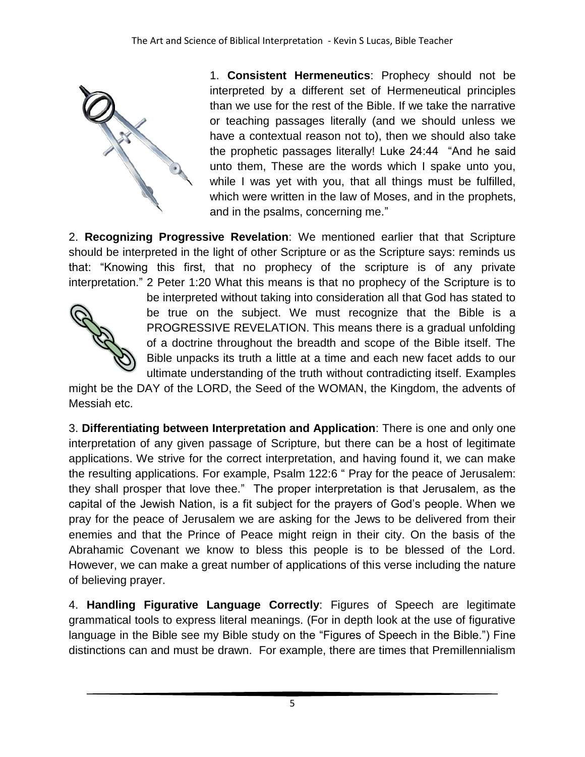1. **Consistent Hermeneutics**: Prophecy should not be interpreted by a different set of Hermeneutical principles than we use for the rest of the Bible. If we take the narrative or teaching passages literally (and we should unless we have a contextual reason not to), then we should also take the prophetic passages literally! Luke 24:44 "And he said unto them, These are the words which I spake unto you, while I was yet with you, that all things must be fulfilled, which were written in the law of Moses, and in the prophets, and in the psalms, concerning me."

2. **Recognizing Progressive Revelation**: We mentioned earlier that that Scripture should be interpreted in the light of other Scripture or as the Scripture says: reminds us that: "Knowing this first, that no prophecy of the scripture is of any private interpretation." 2 Peter 1:20 What this means is that no prophecy of the Scripture is to be interpreted without taking into consideration all that God has stated to be true on the subject. We must recognize that the Bible is a PROGRESSIVE REVELATION. This means there is a gradual unfolding of a doctrine throughout the breadth and scope of the Bible itself. The Bible unpacks its truth a little at a time and each new facet adds to our ultimate understanding of the truth without contradicting itself. Examples might be the DAY of the LORD, the Seed of the WOMAN, the Kingdom, the advents of Messiah etc.

3. **Differentiating between Interpretation and Application**: There is one and only one interpretation of any given passage of Scripture, but there can be a host of legitimate applications. We strive for the correct interpretation, and having found it, we can make the resulting applications. For example, Psalm 122:6 " Pray for the peace of Jerusalem: they shall prosper that love thee." The proper interpretation is that Jerusalem, as the capital of the Jewish Nation, is a fit subject for the prayers of God's people. When we pray for the peace of Jerusalem we are asking for the Jews to be delivered from their enemies and that the Prince of Peace might reign in their city. On the basis of the Abrahamic Covenant we know to bless this people is to be blessed of the Lord. However, we can make a great number of applications of this verse including the nature of believing prayer.

4. **Handling Figurative Language Correctly**: Figures of Speech are legitimate grammatical tools to express literal meanings. (For in depth look at the use of figurative language in the Bible see my Bible study on the "Figures of Speech in the Bible.") Fine distinctions can and must be drawn. For example, there are times that Premillennialism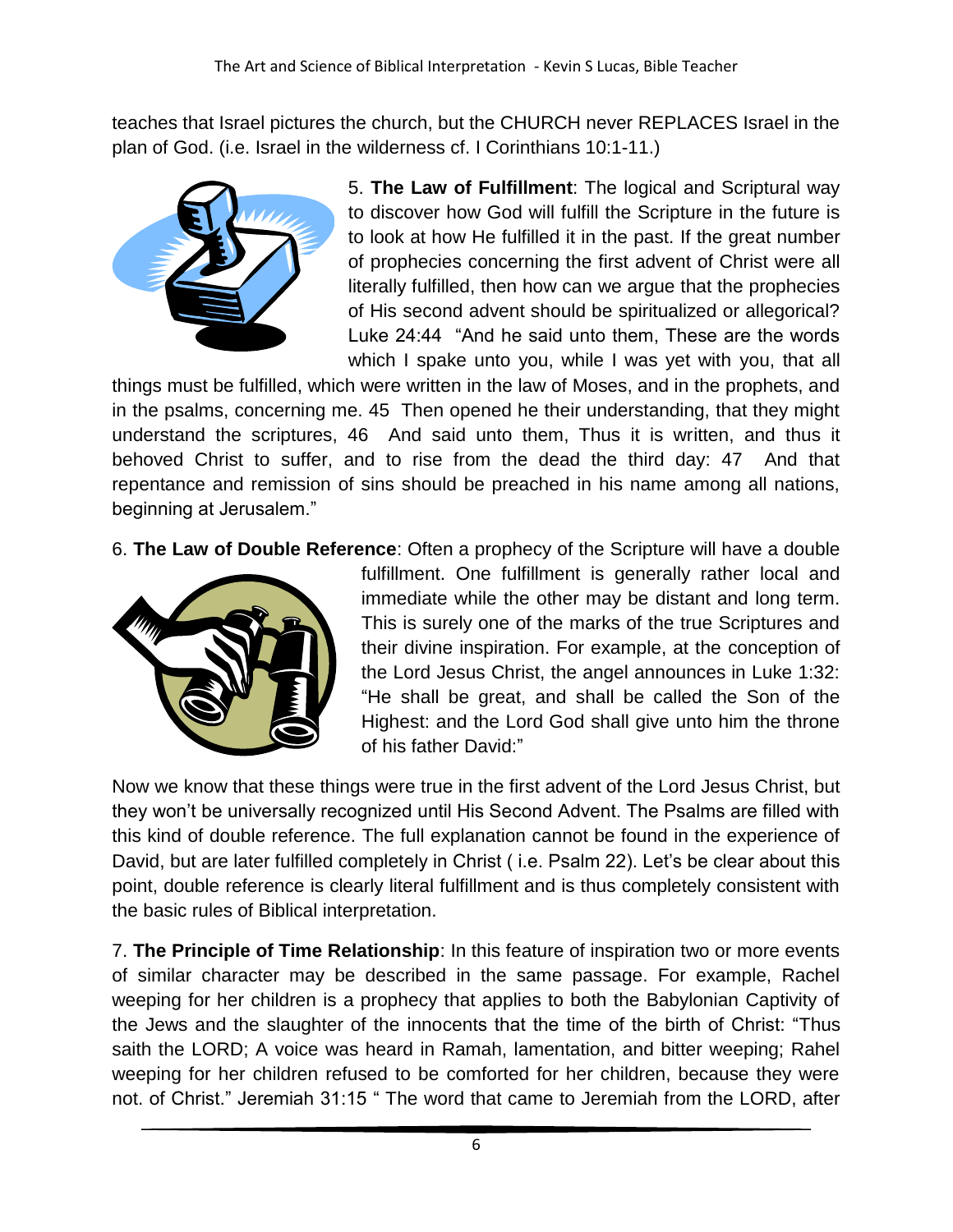teaches that Israel pictures the church, but the CHURCH never REPLACES Israel in the plan of God. (i.e. Israel in the wilderness cf. I Corinthians 10:1-11.)

5. **The Law of Fulfillment**: The logical and Scriptural way to discover how God will fulfill the Scripture in the future is to look at how He fulfilled it in the past. If the great number of prophecies concerning the first advent of Christ were all literally fulfilled, then how can we argue that the prophecies of His second advent should be spiritualized or allegorical? Luke 24:44 "And he said unto them, These are the words which I spake unto you, while I was yet with you, that all things must be fulfilled, which were written in the law of Moses, and in the prophets, and in the psalms, concerning me. 45 Then opened he their understanding, that they might understand the scriptures, 46 And said unto them, Thus it is written, and thus it behoved Christ to suffer, and to rise from the dead the third day: 47 And that repentance and remission of sins should be preached in his name among all nations, beginning at Jerusalem."

6. **The Law of Double Reference**: Often a prophecy of the Scripture will have a double fulfillment. One fulfillment is generally rather local and immediate while the other may be distant and long term. This is surely one of the marks of the true Scriptures and their divine inspiration. For example, at the conception of the Lord Jesus Christ, the angel announces in Luke 1:32: "He shall be great, and shall be called the Son of the Highest: and the Lord God shall give unto him the throne of his father David:"

Now we know that these things were true in the first advent of the Lord Jesus Christ, but they won't be universally recognized until His Second Advent. The Psalms are filled with this kind of double reference. The full explanation cannot be found in the experience of David, but are later fulfilled completely in Christ ( i.e. Psalm 22). Let's be clear about this point, double reference is clearly literal fulfillment and is thus completely consistent with the basic rules of Biblical interpretation.

7. **The Principle of Time Relationship**: In this feature of inspiration two or more events of similar character may be described in the same passage. For example, Rachel weeping for her children is a prophecy that applies to both the Babylonian Captivity of the Jews and the slaughter of the innocents that the time of the birth of Christ: "Thus saith the LORD; A voice was heard in Ramah, lamentation, and bitter weeping; Rahel weeping for her children refused to be comforted for her children, because they were not. of Christ." Jeremiah 31:15 " The word that came to Jeremiah from the LORD, after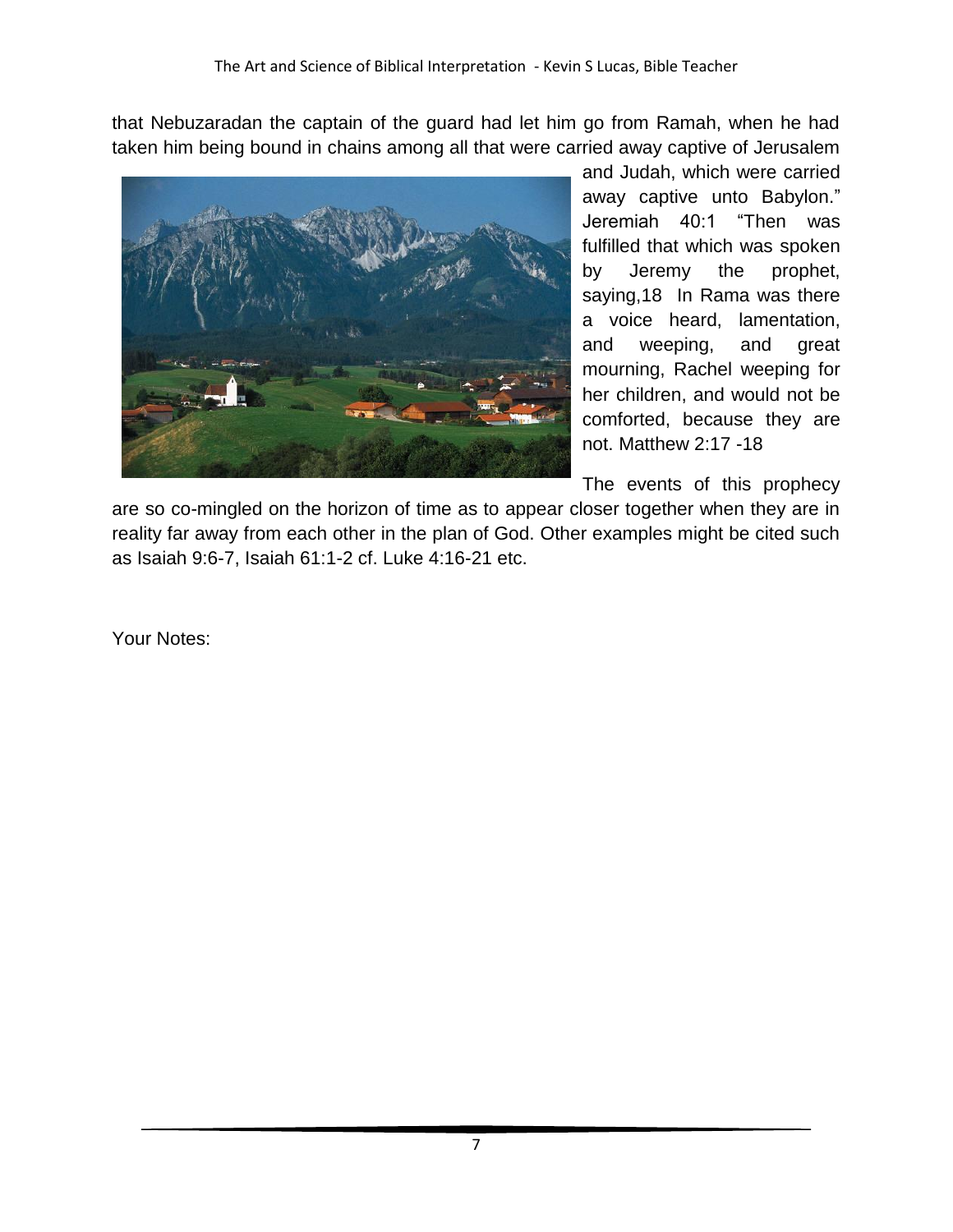that Nebuzaradan the captain of the guard had let him go from Ramah, when he had taken him being bound in chains among all that were carried away captive of Jerusalem and Judah, which were carried away captive unto Babylon." Jeremiah 40:1 "Then was fulfilled that which was spoken by Jeremy the prophet, saying,18 In Rama was there a voice heard, lamentation, and weeping, and great mourning, Rachel weeping for her children, and would not be comforted, because they are not. Matthew 2:17 -18

The events of this prophecy are so co-mingled on the horizon of time as to appear closer together when they are in reality far away from each other in the plan of God. Other examples might be cited such as Isaiah 9:6-7, Isaiah 61:1-2 cf. Luke 4:16-21 etc.

Your Notes: